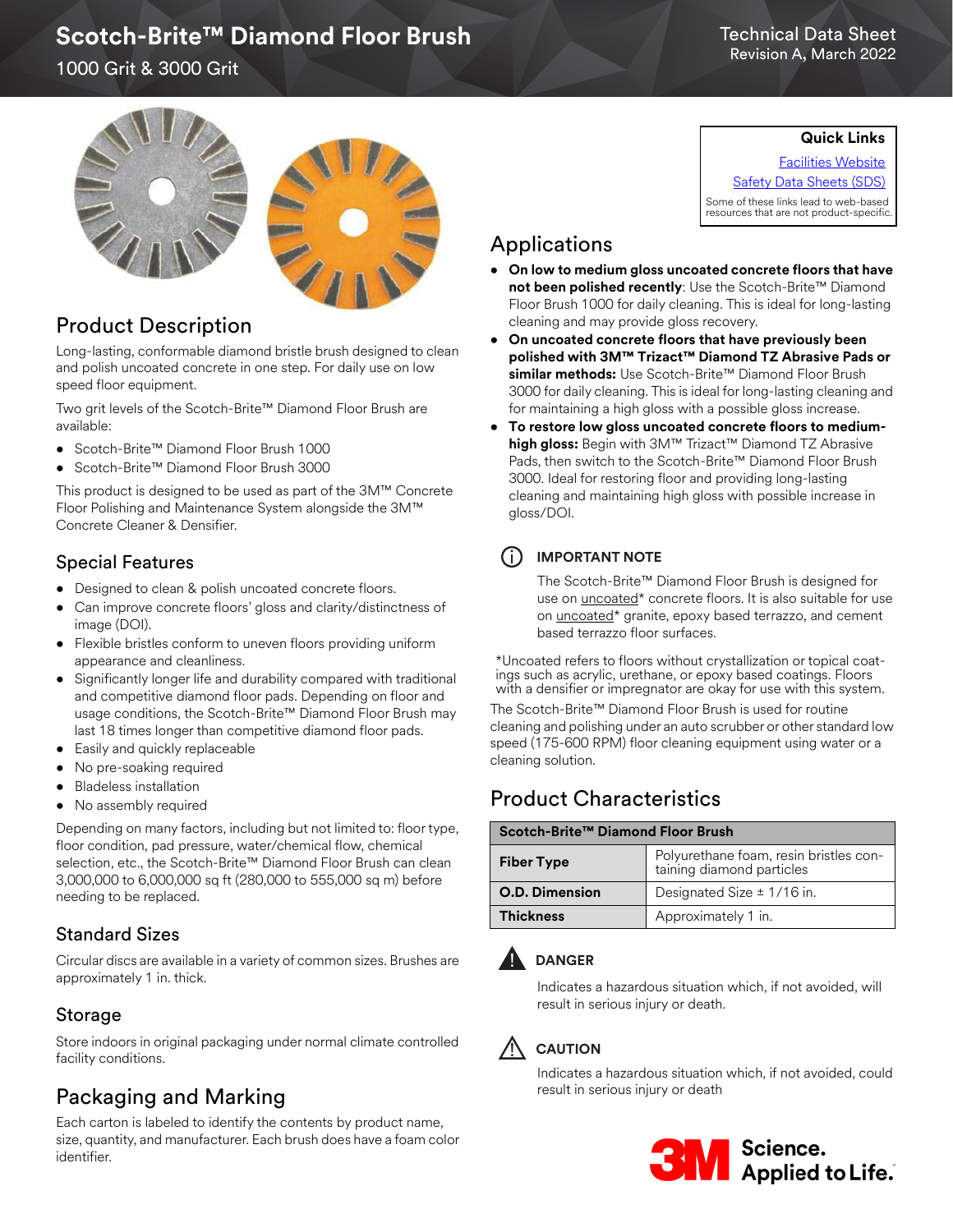# Scotch-Brite™ Diamond Floor Brush

1000 Grit & 3000 Grit

Technical Data Sheet
Revision A, March 2022

**Quick Links**

[Facilities Website](#)
[Safety Data Sheets (SDS)](#)

Some of these links lead to web-based resources that are not product-specific.

## Product Description

Long-lasting, conformable diamond bristle brush designed to clean and polish uncoated concrete in one step. For daily use on low speed floor equipment.

Two grit levels of the Scotch-Brite™ Diamond Floor Brush are available:

- Scotch-Brite™ Diamond Floor Brush 1000
- Scotch-Brite™ Diamond Floor Brush 3000

This product is designed to be used as part of the 3M™ Concrete Floor Polishing and Maintenance System alongside the 3M™ Concrete Cleaner & Densifier.

### Special Features

- Designed to clean & polish uncoated concrete floors.
- Can improve concrete floors' gloss and clarity/distinctness of image (DOI).
- Flexible bristles conform to uneven floors providing uniform appearance and cleanliness.
- Significantly longer life and durability compared with traditional and competitive diamond floor pads. Depending on floor and usage conditions, the Scotch-Brite™ Diamond Floor Brush may last 18 times longer than competitive diamond floor pads.
- Easily and quickly replaceable
- No pre-soaking required
- Bladeless installation
- No assembly required

Depending on many factors, including but not limited to: floor type, floor condition, pad pressure, water/chemical flow, chemical selection, etc., the Scotch-Brite™ Diamond Floor Brush can clean 3,000,000 to 6,000,000 sq ft (280,000 to 555,000 sq m) before needing to be replaced.

### Standard Sizes

Circular discs are available in a variety of common sizes. Brushes are approximately 1 in. thick.

### Storage

Store indoors in original packaging under normal climate controlled facility conditions.

## Packaging and Marking

Each carton is labeled to identify the contents by product name, size, quantity, and manufacturer. Each brush does have a foam color identifier.

## Applications

- **On low to medium gloss uncoated concrete floors that have not been polished recently**: Use the Scotch-Brite™ Diamond Floor Brush 1000 for daily cleaning. This is ideal for long-lasting cleaning and may provide gloss recovery.
- **On uncoated concrete floors that have previously been polished with 3M™ Trizact™ Diamond TZ Abrasive Pads or similar methods:** Use Scotch-Brite™ Diamond Floor Brush 3000 for daily cleaning. This is ideal for long-lasting cleaning and for maintaining a high gloss with a possible gloss increase.
- **To restore low gloss uncoated concrete floors to medium-high gloss:** Begin with 3M™ Trizact™ Diamond TZ Abrasive Pads, then switch to the Scotch-Brite™ Diamond Floor Brush 3000. Ideal for restoring floor and providing long-lasting cleaning and maintaining high gloss with possible increase in gloss/DOI.

**IMPORTANT NOTE**

The Scotch-Brite™ Diamond Floor Brush is designed for use on uncoated* concrete floors. It is also suitable for use on uncoated* granite, epoxy based terrazzo, and cement based terrazzo floor surfaces.

*Uncoated refers to floors without crystallization or topical coatings such as acrylic, urethane, or epoxy based coatings. Floors with a densifier or impregnator are okay for use with this system.

The Scotch-Brite™ Diamond Floor Brush is used for routine cleaning and polishing under an auto scrubber or other standard low speed (175-600 RPM) floor cleaning equipment using water or a cleaning solution.

## Product Characteristics

| Scotch-Brite™ Diamond Floor Brush | |
|---|---|
| **Fiber Type** | Polyurethane foam, resin bristles containing diamond particles |
| **O.D. Dimension** | Designated Size ± 1/16 in. |
| **Thickness** | Approximately 1 in. |

**DANGER**

Indicates a hazardous situation which, if not avoided, will result in serious injury or death.

**CAUTION**

Indicates a hazardous situation which, if not avoided, could result in serious injury or death

3M Science. Applied to Life.™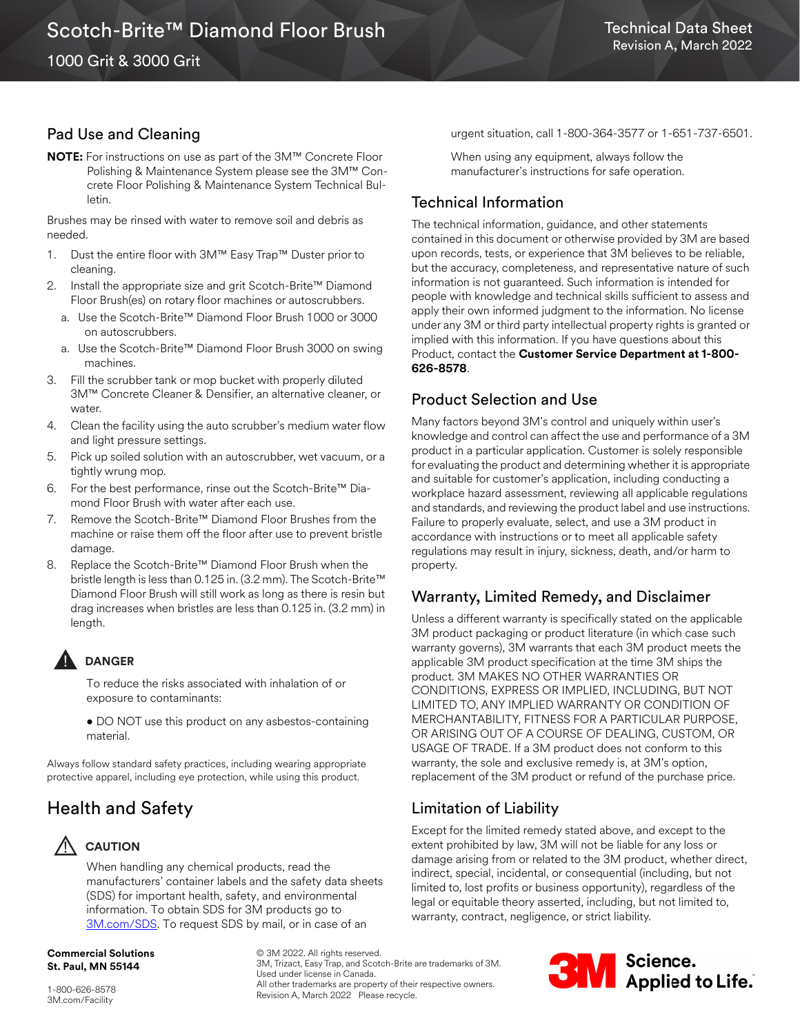## Pad Use and Cleaning

**NOTE:** For instructions on use as part of the 3M™ Concrete Floor Polishing & Maintenance System please see the 3M™ Concrete Floor Polishing & Maintenance System Technical Bulletin.

Brushes may be rinsed with water to remove soil and debris as needed.

1. Dust the entire floor with 3M™ Easy Trap™ Duster prior to cleaning.
2. Install the appropriate size and grit Scotch-Brite™ Diamond Floor Brush(es) on rotary floor machines or autoscrubbers.
   a. Use the Scotch-Brite™ Diamond Floor Brush 1000 or 3000 on autoscrubbers.
   a. Use the Scotch-Brite™ Diamond Floor Brush 3000 on swing machines.
3. Fill the scrubber tank or mop bucket with properly diluted 3M™ Concrete Cleaner & Densifier, an alternative cleaner, or water.
4. Clean the facility using the auto scrubber's medium water flow and light pressure settings.
5. Pick up soiled solution with an autoscrubber, wet vacuum, or a tightly wrung mop.
6. For the best performance, rinse out the Scotch-Brite™ Diamond Floor Brush with water after each use.
7. Remove the Scotch-Brite™ Diamond Floor Brushes from the machine or raise them off the floor after use to prevent bristle damage.
8. Replace the Scotch-Brite™ Diamond Floor Brush when the bristle length is less than 0.125 in. (3.2 mm). The Scotch-Brite™ Diamond Floor Brush will still work as long as there is resin but drag increases when bristles are less than 0.125 in. (3.2 mm) in length.

**DANGER**

To reduce the risks associated with inhalation of or exposure to contaminants:

- DO NOT use this product on any asbestos-containing material.

Always follow standard safety practices, including wearing appropriate protective apparel, including eye protection, while using this product.

## Health and Safety

**CAUTION**

When handling any chemical products, read the manufacturers' container labels and the safety data sheets (SDS) for important health, safety, and environmental information. To obtain SDS for 3M products go to 3M.com/SDS. To request SDS by mail, or in case of an urgent situation, call 1-800-364-3577 or 1-651-737-6501.

When using any equipment, always follow the manufacturer's instructions for safe operation.

## Technical Information

The technical information, guidance, and other statements contained in this document or otherwise provided by 3M are based upon records, tests, or experience that 3M believes to be reliable, but the accuracy, completeness, and representative nature of such information is not guaranteed. Such information is intended for people with knowledge and technical skills sufficient to assess and apply their own informed judgment to the information. No license under any 3M or third party intellectual property rights is granted or implied with this information. If you have questions about this Product, contact the **Customer Service Department at 1-800-626-8578**.

## Product Selection and Use

Many factors beyond 3M's control and uniquely within user's knowledge and control can affect the use and performance of a 3M product in a particular application. Customer is solely responsible for evaluating the product and determining whether it is appropriate and suitable for customer's application, including conducting a workplace hazard assessment, reviewing all applicable regulations and standards, and reviewing the product label and use instructions. Failure to properly evaluate, select, and use a 3M product in accordance with instructions or to meet all applicable safety regulations may result in injury, sickness, death, and/or harm to property.

## Warranty, Limited Remedy, and Disclaimer

Unless a different warranty is specifically stated on the applicable 3M product packaging or product literature (in which case such warranty governs), 3M warrants that each 3M product meets the applicable 3M product specification at the time 3M ships the product. 3M MAKES NO OTHER WARRANTIES OR CONDITIONS, EXPRESS OR IMPLIED, INCLUDING, BUT NOT LIMITED TO, ANY IMPLIED WARRANTY OR CONDITION OF MERCHANTABILITY, FITNESS FOR A PARTICULAR PURPOSE, OR ARISING OUT OF A COURSE OF DEALING, CUSTOM, OR USAGE OF TRADE. If a 3M product does not conform to this warranty, the sole and exclusive remedy is, at 3M's option, replacement of the 3M product or refund of the purchase price.

## Limitation of Liability

Except for the limited remedy stated above, and except to the extent prohibited by law, 3M will not be liable for any loss or damage arising from or related to the 3M product, whether direct, indirect, special, incidental, or consequential (including, but not limited to, lost profits or business opportunity), regardless of the legal or equitable theory asserted, including, but not limited to, warranty, contract, negligence, or strict liability.

**Commercial Solutions**
**St. Paul, MN 55144**

1-800-626-8578
3M.com/Facility

© 3M 2022. All rights reserved.
3M, Trizact, Easy Trap, and Scotch-Brite are trademarks of 3M. Used under license in Canada.
All other trademarks are property of their respective owners.
Revision A, March 2022 Please recycle.

3M Science. Applied to Life.™